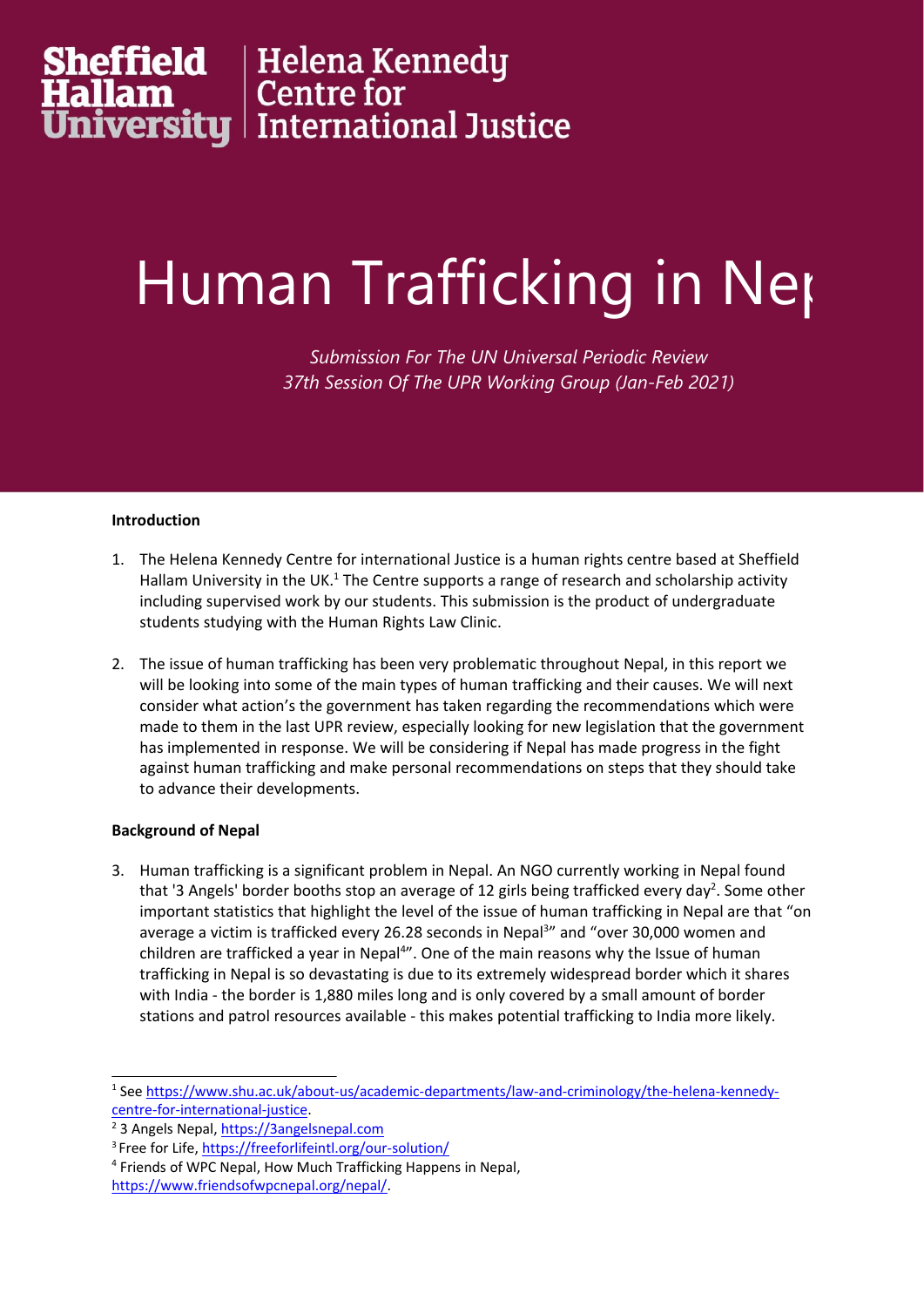Sheffield Hallam University | Helena Kennedy Centre for International Justice

# Human Trafficking in Nep

*Submission For The UN Universal Periodic Review*
*37th Session Of The UPR Working Group (Jan-Feb 2021)*

**Introduction**

1. The Helena Kennedy Centre for international Justice is a human rights centre based at Sheffield Hallam University in the UK.[1] The Centre supports a range of research and scholarship activity including supervised work by our students. This submission is the product of undergraduate students studying with the Human Rights Law Clinic.

2. The issue of human trafficking has been very problematic throughout Nepal, in this report we will be looking into some of the main types of human trafficking and their causes. We will next consider what action's the government has taken regarding the recommendations which were made to them in the last UPR review, especially looking for new legislation that the government has implemented in response. We will be considering if Nepal has made progress in the fight against human trafficking and make personal recommendations on steps that they should take to advance their developments.

**Background of Nepal**

3. Human trafficking is a significant problem in Nepal. An NGO currently working in Nepal found that '3 Angels' border booths stop an average of 12 girls being trafficked every day[2]. Some other important statistics that highlight the level of the issue of human trafficking in Nepal are that "on average a victim is trafficked every 26.28 seconds in Nepal[3]" and "over 30,000 women and children are trafficked a year in Nepal[4]". One of the main reasons why the Issue of human trafficking in Nepal is so devastating is due to its extremely widespread border which it shares with India - the border is 1,880 miles long and is only covered by a small amount of border stations and patrol resources available - this makes potential trafficking to India more likely.

---

[1] See https://www.shu.ac.uk/about-us/academic-departments/law-and-criminology/the-helena-kennedy-centre-for-international-justice.

[2] 3 Angels Nepal, https://3angelsnepal.com

[3] Free for Life, https://freeforlifeintl.org/our-solution/

[4] Friends of WPC Nepal, How Much Trafficking Happens in Nepal, https://www.friendsofwpcnepal.org/nepal/.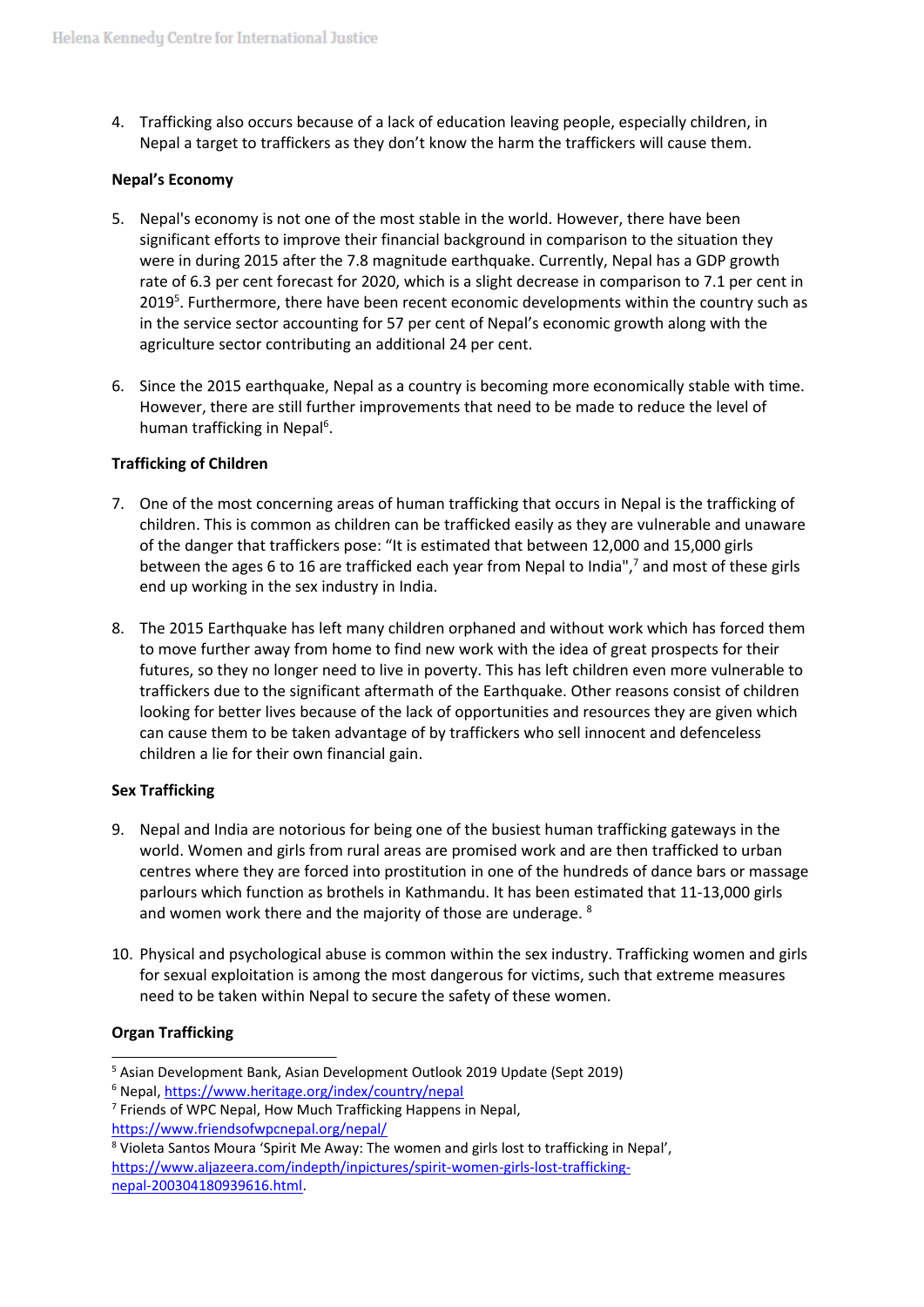4. Trafficking also occurs because of a lack of education leaving people, especially children, in Nepal a target to traffickers as they don't know the harm the traffickers will cause them.

**Nepal's Economy**

5. Nepal's economy is not one of the most stable in the world. However, there have been significant efforts to improve their financial background in comparison to the situation they were in during 2015 after the 7.8 magnitude earthquake. Currently, Nepal has a GDP growth rate of 6.3 per cent forecast for 2020, which is a slight decrease in comparison to 7.1 per cent in 2019[5]. Furthermore, there have been recent economic developments within the country such as in the service sector accounting for 57 per cent of Nepal's economic growth along with the agriculture sector contributing an additional 24 per cent.

6. Since the 2015 earthquake, Nepal as a country is becoming more economically stable with time. However, there are still further improvements that need to be made to reduce the level of human trafficking in Nepal[6].

**Trafficking of Children**

7. One of the most concerning areas of human trafficking that occurs in Nepal is the trafficking of children. This is common as children can be trafficked easily as they are vulnerable and unaware of the danger that traffickers pose: "It is estimated that between 12,000 and 15,000 girls between the ages 6 to 16 are trafficked each year from Nepal to India",[7] and most of these girls end up working in the sex industry in India.

8. The 2015 Earthquake has left many children orphaned and without work which has forced them to move further away from home to find new work with the idea of great prospects for their futures, so they no longer need to live in poverty. This has left children even more vulnerable to traffickers due to the significant aftermath of the Earthquake. Other reasons consist of children looking for better lives because of the lack of opportunities and resources they are given which can cause them to be taken advantage of by traffickers who sell innocent and defenceless children a lie for their own financial gain.

**Sex Trafficking**

9. Nepal and India are notorious for being one of the busiest human trafficking gateways in the world. Women and girls from rural areas are promised work and are then trafficked to urban centres where they are forced into prostitution in one of the hundreds of dance bars or massage parlours which function as brothels in Kathmandu. It has been estimated that 11-13,000 girls and women work there and the majority of those are underage. [8]

10. Physical and psychological abuse is common within the sex industry. Trafficking women and girls for sexual exploitation is among the most dangerous for victims, such that extreme measures need to be taken within Nepal to secure the safety of these women.

**Organ Trafficking**

---

[5] Asian Development Bank, Asian Development Outlook 2019 Update (Sept 2019)

[6] Nepal, https://www.heritage.org/index/country/nepal

[7] Friends of WPC Nepal, How Much Trafficking Happens in Nepal, https://www.friendsofwpcnepal.org/nepal/

[8] Violeta Santos Moura 'Spirit Me Away: The women and girls lost to trafficking in Nepal', https://www.aljazeera.com/indepth/inpictures/spirit-women-girls-lost-trafficking-nepal-200304180939616.html.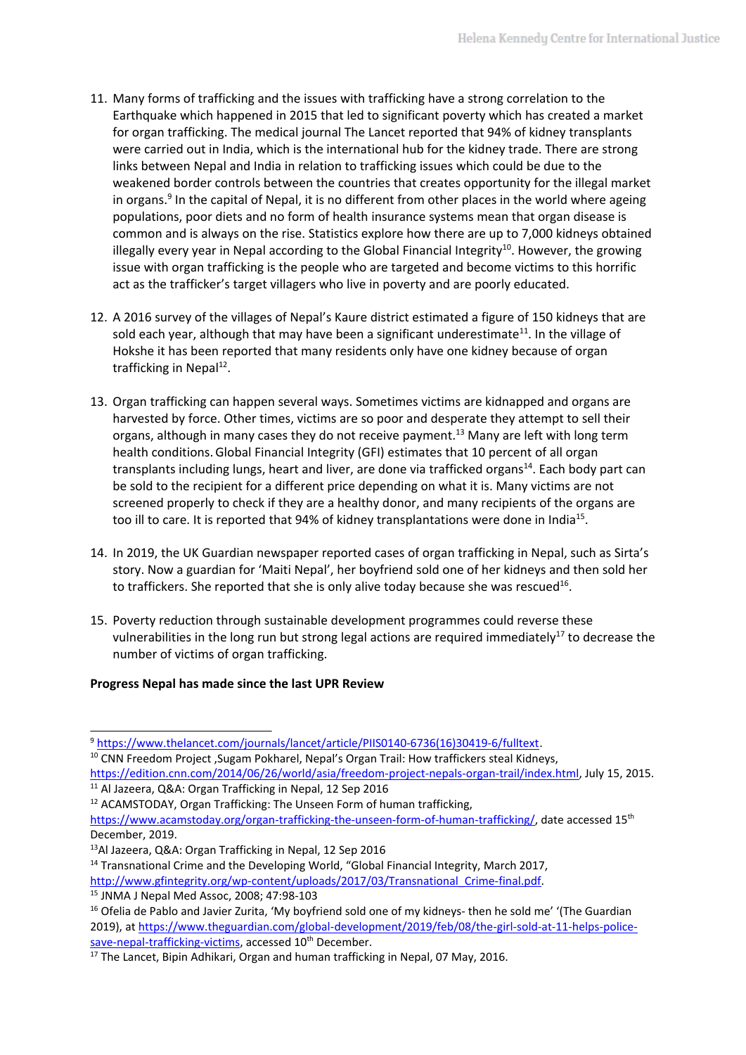11. Many forms of trafficking and the issues with trafficking have a strong correlation to the Earthquake which happened in 2015 that led to significant poverty which has created a market for organ trafficking. The medical journal The Lancet reported that 94% of kidney transplants were carried out in India, which is the international hub for the kidney trade. There are strong links between Nepal and India in relation to trafficking issues which could be due to the weakened border controls between the countries that creates opportunity for the illegal market in organs.[9] In the capital of Nepal, it is no different from other places in the world where ageing populations, poor diets and no form of health insurance systems mean that organ disease is common and is always on the rise. Statistics explore how there are up to 7,000 kidneys obtained illegally every year in Nepal according to the Global Financial Integrity[10]. However, the growing issue with organ trafficking is the people who are targeted and become victims to this horrific act as the trafficker's target villagers who live in poverty and are poorly educated.

12. A 2016 survey of the villages of Nepal's Kaure district estimated a figure of 150 kidneys that are sold each year, although that may have been a significant underestimate[11]. In the village of Hokshe it has been reported that many residents only have one kidney because of organ trafficking in Nepal[12].

13. Organ trafficking can happen several ways. Sometimes victims are kidnapped and organs are harvested by force. Other times, victims are so poor and desperate they attempt to sell their organs, although in many cases they do not receive payment.[13] Many are left with long term health conditions. Global Financial Integrity (GFI) estimates that 10 percent of all organ transplants including lungs, heart and liver, are done via trafficked organs[14]. Each body part can be sold to the recipient for a different price depending on what it is. Many victims are not screened properly to check if they are a healthy donor, and many recipients of the organs are too ill to care. It is reported that 94% of kidney transplantations were done in India[15].

14. In 2019, the UK Guardian newspaper reported cases of organ trafficking in Nepal, such as Sirta's story. Now a guardian for 'Maiti Nepal', her boyfriend sold one of her kidneys and then sold her to traffickers. She reported that she is only alive today because she was rescued[16].

15. Poverty reduction through sustainable development programmes could reverse these vulnerabilities in the long run but strong legal actions are required immediately[17] to decrease the number of victims of organ trafficking.

**Progress Nepal has made since the last UPR Review**

---

[9] https://www.thelancet.com/journals/lancet/article/PIIS0140-6736(16)30419-6/fulltext.

[10] CNN Freedom Project ,Sugam Pokharel, Nepal's Organ Trail: How traffickers steal Kidneys, https://edition.cnn.com/2014/06/26/world/asia/freedom-project-nepals-organ-trail/index.html, July 15, 2015.

[11] Al Jazeera, Q&A: Organ Trafficking in Nepal, 12 Sep 2016

[12] ACAMSTODAY, Organ Trafficking: The Unseen Form of human trafficking, https://www.acamstoday.org/organ-trafficking-the-unseen-form-of-human-trafficking/, date accessed 15th December, 2019.

[13] Al Jazeera, Q&A: Organ Trafficking in Nepal, 12 Sep 2016

[14] Transnational Crime and the Developing World, "Global Financial Integrity, March 2017, http://www.gfintegrity.org/wp-content/uploads/2017/03/Transnational_Crime-final.pdf.

[15] JNMA J Nepal Med Assoc, 2008; 47:98-103

[16] Ofelia de Pablo and Javier Zurita, 'My boyfriend sold one of my kidneys- then he sold me' '(The Guardian 2019), at https://www.theguardian.com/global-development/2019/feb/08/the-girl-sold-at-11-helps-police-save-nepal-trafficking-victims, accessed 10th December.

[17] The Lancet, Bipin Adhikari, Organ and human trafficking in Nepal, 07 May, 2016.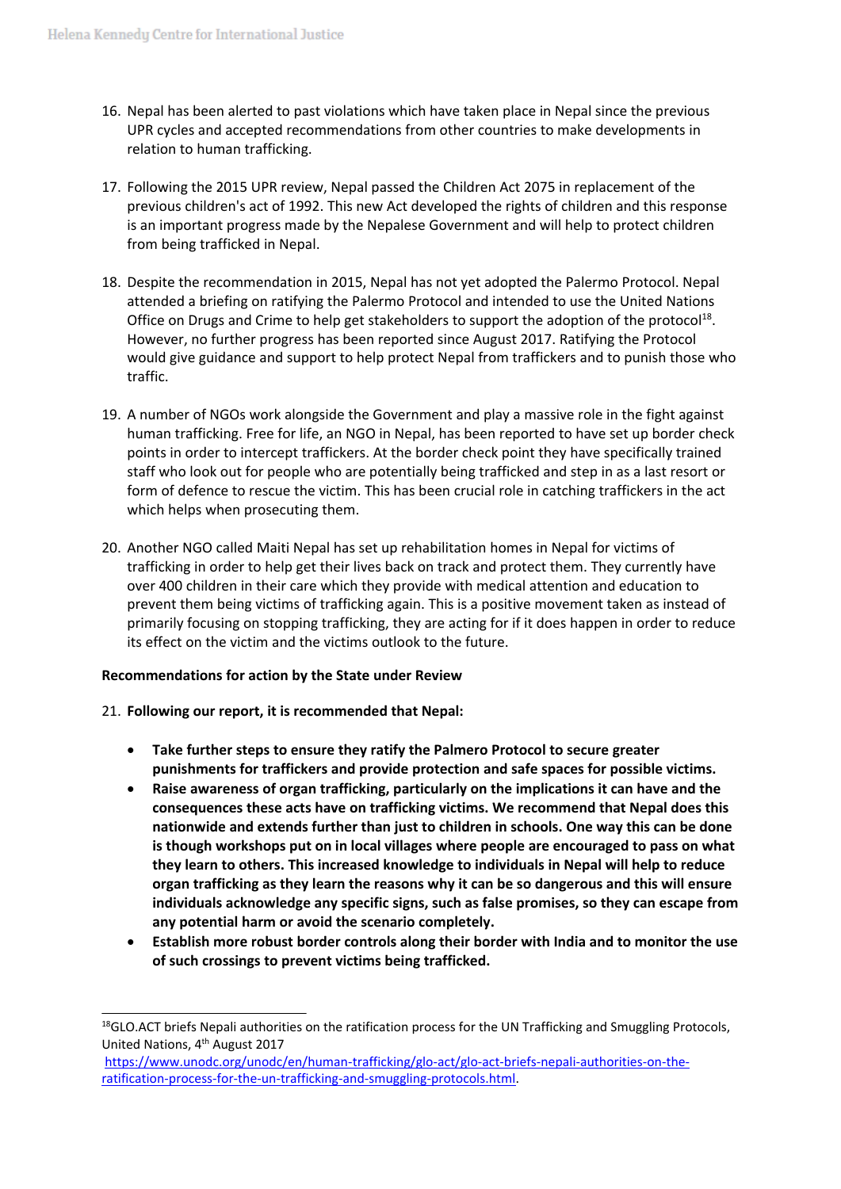16. Nepal has been alerted to past violations which have taken place in Nepal since the previous UPR cycles and accepted recommendations from other countries to make developments in relation to human trafficking.

17. Following the 2015 UPR review, Nepal passed the Children Act 2075 in replacement of the previous children's act of 1992. This new Act developed the rights of children and this response is an important progress made by the Nepalese Government and will help to protect children from being trafficked in Nepal.

18. Despite the recommendation in 2015, Nepal has not yet adopted the Palermo Protocol. Nepal attended a briefing on ratifying the Palermo Protocol and intended to use the United Nations Office on Drugs and Crime to help get stakeholders to support the adoption of the protocol[18]. However, no further progress has been reported since August 2017. Ratifying the Protocol would give guidance and support to help protect Nepal from traffickers and to punish those who traffic.

19. A number of NGOs work alongside the Government and play a massive role in the fight against human trafficking. Free for life, an NGO in Nepal, has been reported to have set up border check points in order to intercept traffickers. At the border check point they have specifically trained staff who look out for people who are potentially being trafficked and step in as a last resort or form of defence to rescue the victim. This has been crucial role in catching traffickers in the act which helps when prosecuting them.

20. Another NGO called Maiti Nepal has set up rehabilitation homes in Nepal for victims of trafficking in order to help get their lives back on track and protect them. They currently have over 400 children in their care which they provide with medical attention and education to prevent them being victims of trafficking again. This is a positive movement taken as instead of primarily focusing on stopping trafficking, they are acting for if it does happen in order to reduce its effect on the victim and the victims outlook to the future.

**Recommendations for action by the State under Review**

21. **Following our report, it is recommended that Nepal:**

    - **Take further steps to ensure they ratify the Palmero Protocol to secure greater punishments for traffickers and provide protection and safe spaces for possible victims.**
    - **Raise awareness of organ trafficking, particularly on the implications it can have and the consequences these acts have on trafficking victims. We recommend that Nepal does this nationwide and extends further than just to children in schools. One way this can be done is though workshops put on in local villages where people are encouraged to pass on what they learn to others. This increased knowledge to individuals in Nepal will help to reduce organ trafficking as they learn the reasons why it can be so dangerous and this will ensure individuals acknowledge any specific signs, such as false promises, so they can escape from any potential harm or avoid the scenario completely.**
    - **Establish more robust border controls along their border with India and to monitor the use of such crossings to prevent victims being trafficked.**

---

[18] GLO.ACT briefs Nepali authorities on the ratification process for the UN Trafficking and Smuggling Protocols, United Nations, 4th August 2017 https://www.unodc.org/unodc/en/human-trafficking/glo-act/glo-act-briefs-nepali-authorities-on-the-ratification-process-for-the-un-trafficking-and-smuggling-protocols.html.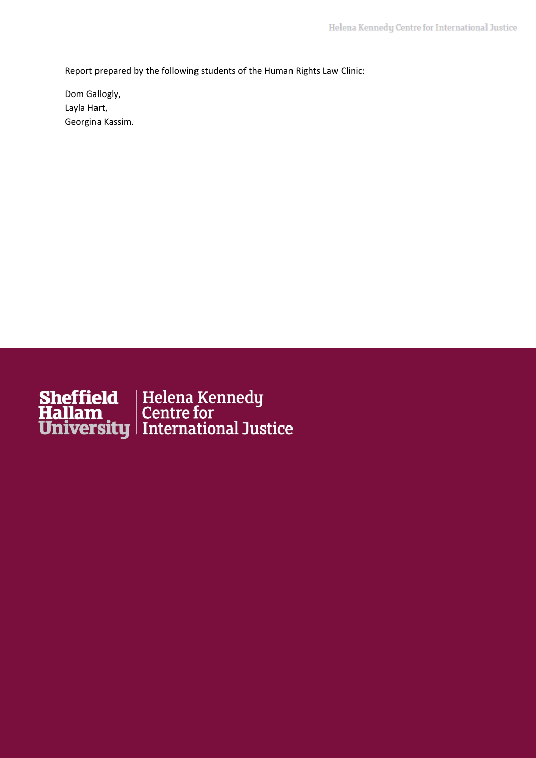Report prepared by the following students of the Human Rights Law Clinic:

Dom Gallogly,
Layla Hart,
Georgina Kassim.

Sheffield Hallam University | Helena Kennedy Centre for International Justice